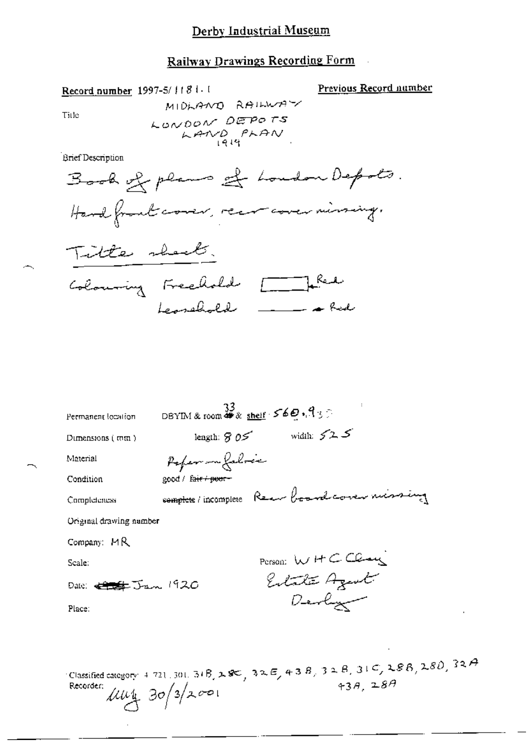# Derby Industrial Museum

## Railway Drawings Recording Form

**Record number** 1997-5/1181.1

**Previous Record number**

**Title**

MIDLAND RAILWAY
LONDON DEPOTS
LAND PLAN
1919

**Brief Description**

Book of plans of London Depots.
Hard front cover, rear cover missing.
Title sheet.
Colouring Freehold [box] Red
Leasehold ——— Red

**Permanent location** DBYIM & room 33 & shelf 560.935

**Dimensions (mm)** length: 805 width: 525

**Material** Paper on fabric

**Condition** good / ~~fair / poor~~

**Completeness** ~~complete~~ / incomplete Rear board cover missing

**Original drawing number**

**Company:** MR

**Scale:**

**Person:** W H C Clay
Estate Agent
Derby

**Date:** ~~1919~~ Jan 1920

**Place:**

**Classified category:** 4 721.301.31B, 28C, 32E, 43B, 32B, 31C, 28B, 28D, 32A
43A, 28A

**Recorder:** [signature] 30/3/2001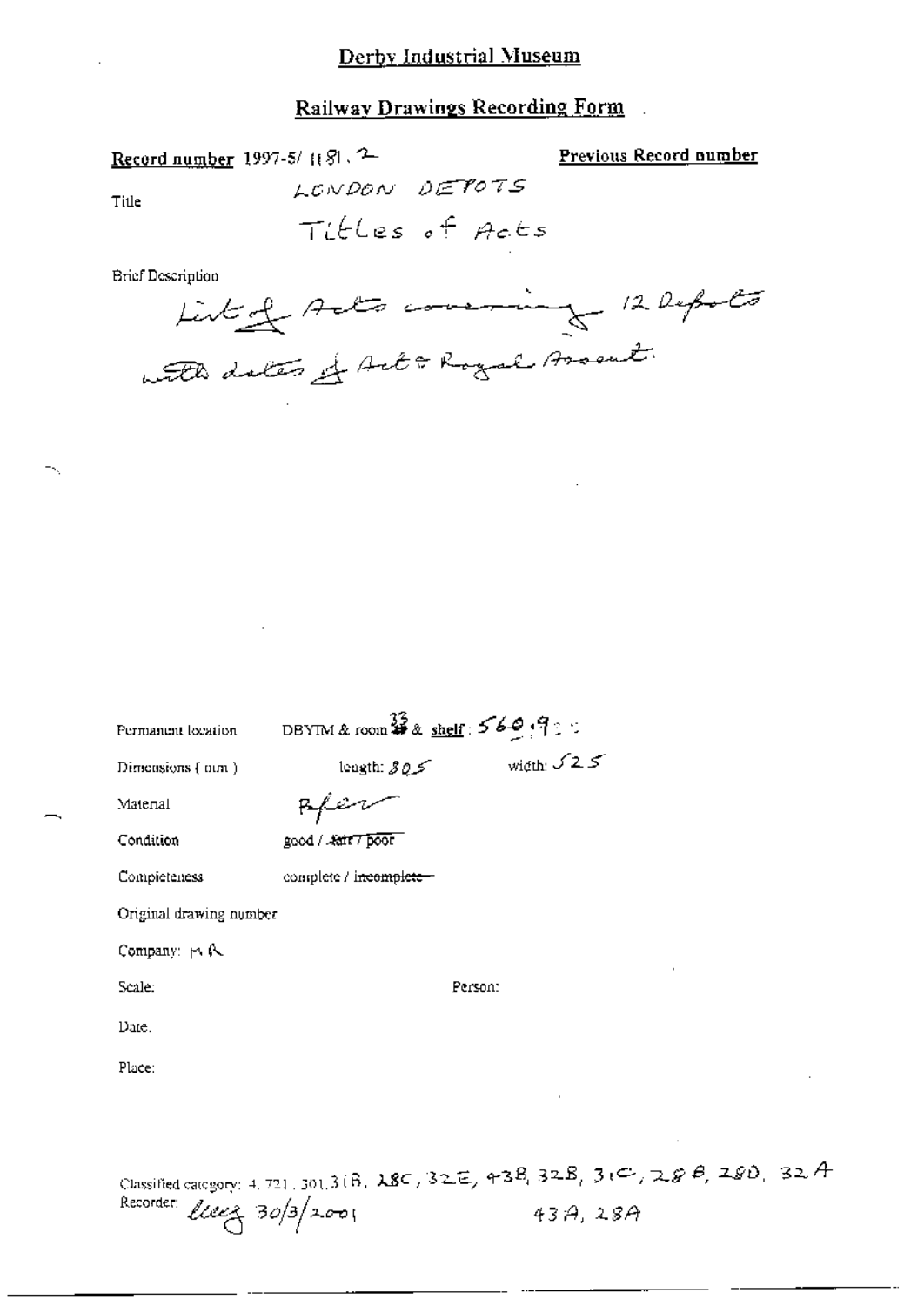# Derby Industrial Museum

## Railway Drawings Recording Form

**Record number** 1997-5/ 1181 . 2

**Previous Record number**

Title: LONDON DEPOTS
Titles of Acts

Brief Description:
List of Acts covering 12 Depots with dates of Act & Royal Assent.

Permanent location: DBYIM & room 33 & shelf: 560.9

Dimensions (mm): length: 805 width: 525

Material: Paper

Condition: good / ~~fair / poor~~

Completeness: complete / ~~incomplete~~

Original drawing number

Company: MR

Scale:

Person:

Date:

Place:

Classified category: 4. 721. 301. 31B, 28C, 32E, 43B, 32B, 31C, 28B, 28D, 32A, 43A, 28A

Recorder: lleez 30/3/2001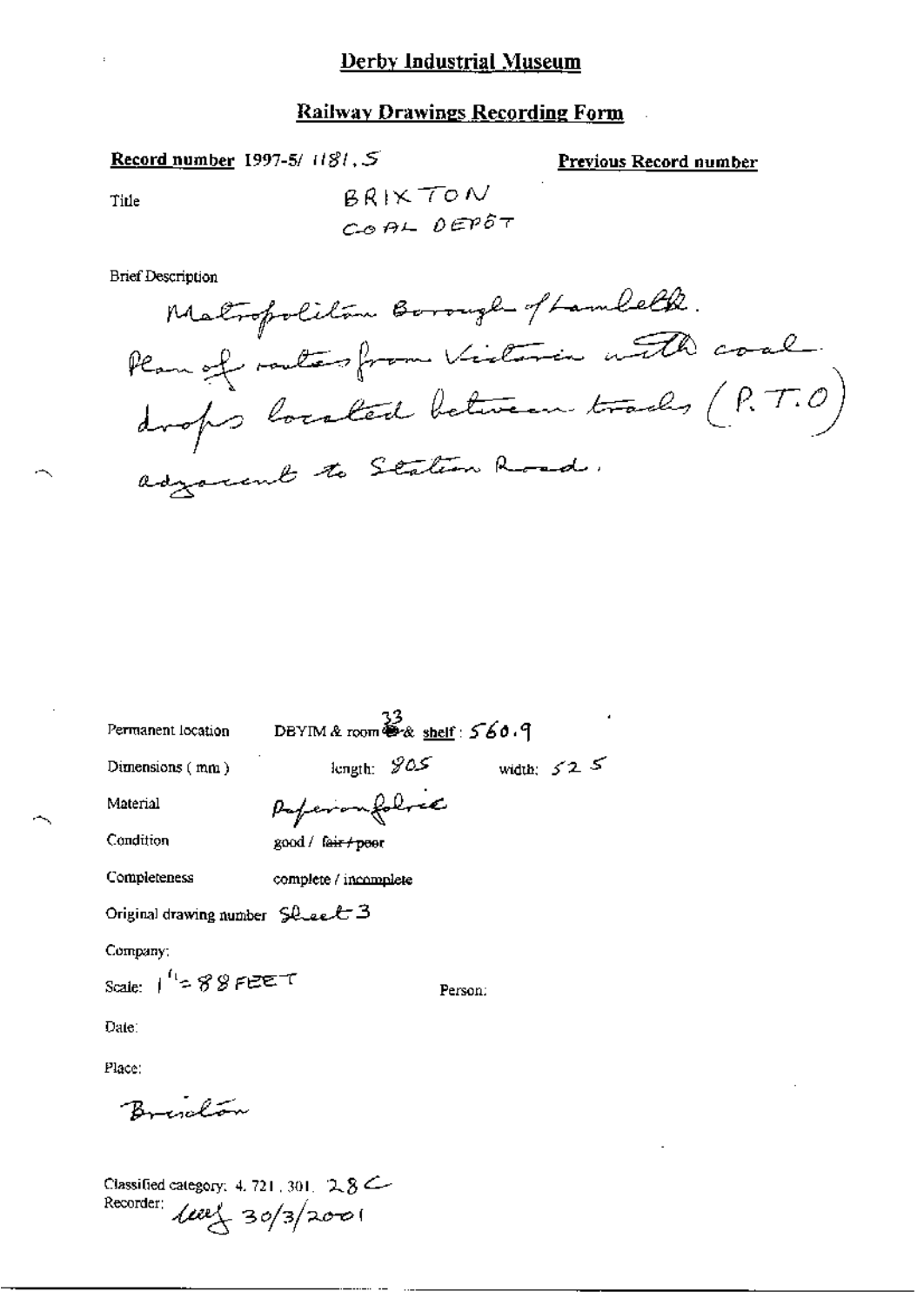# Derby Industrial Museum

## Railway Drawings Recording Form

**Record number** 1997-5/ 1181.5

**Previous Record number**

Title BRIXTON COAL DEPÔT

Brief Description

Metropolitan Borough of Lambeth. Plan of routes from Victoria with coal drops located between tracks (P.T.O) adjacent to Station Road.

Permanent location DBYIM & room 33 & shelf: 560.9

Dimensions (mm) length: 905 width: 525

Material Paper on fabric

Condition good / ~~fair / poor~~

Completeness complete / incomplete

Original drawing number Sheet 3

Company:

Scale: 1" = 88 FEET

Person:

Date:

Place:

Brixton

Classified category: 4.721.301. 28C

Recorder: [illegible] 30/3/2001